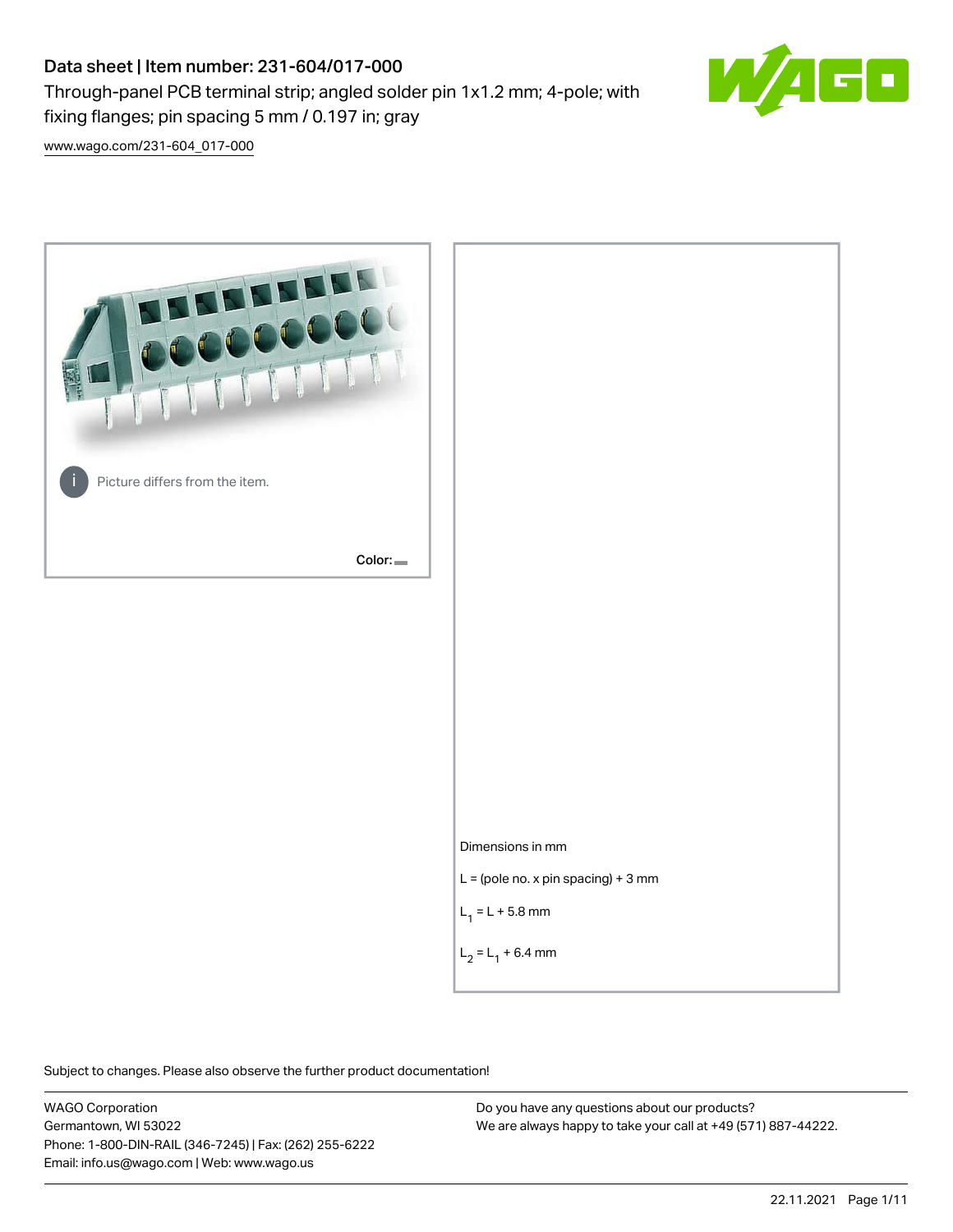# Data sheet | Item number: 231-604/017-000

Through-panel PCB terminal strip; angled solder pin 1x1.2 mm; 4-pole; with fixing flanges; pin spacing 5 mm / 0.197 in; gray

www.wago.com/231-604_017-000

Picture differs from the item.

Color:

Dimensions in mm

L = (pole no. x pin spacing) + 3 mm

$L_1 = L + 5.8$ mm

$L_2 = L_1 + 6.4$ mm

Subject to changes. Please also observe the further product documentation!

WAGO Corporation
Germantown, WI 53022
Phone: 1-800-DIN-RAIL (346-7245) | Fax: (262) 255-6222
Email: info.us@wago.com | Web: www.wago.us

Do you have any questions about our products?
We are always happy to take your call at +49 (571) 887-44222.

22.11.2021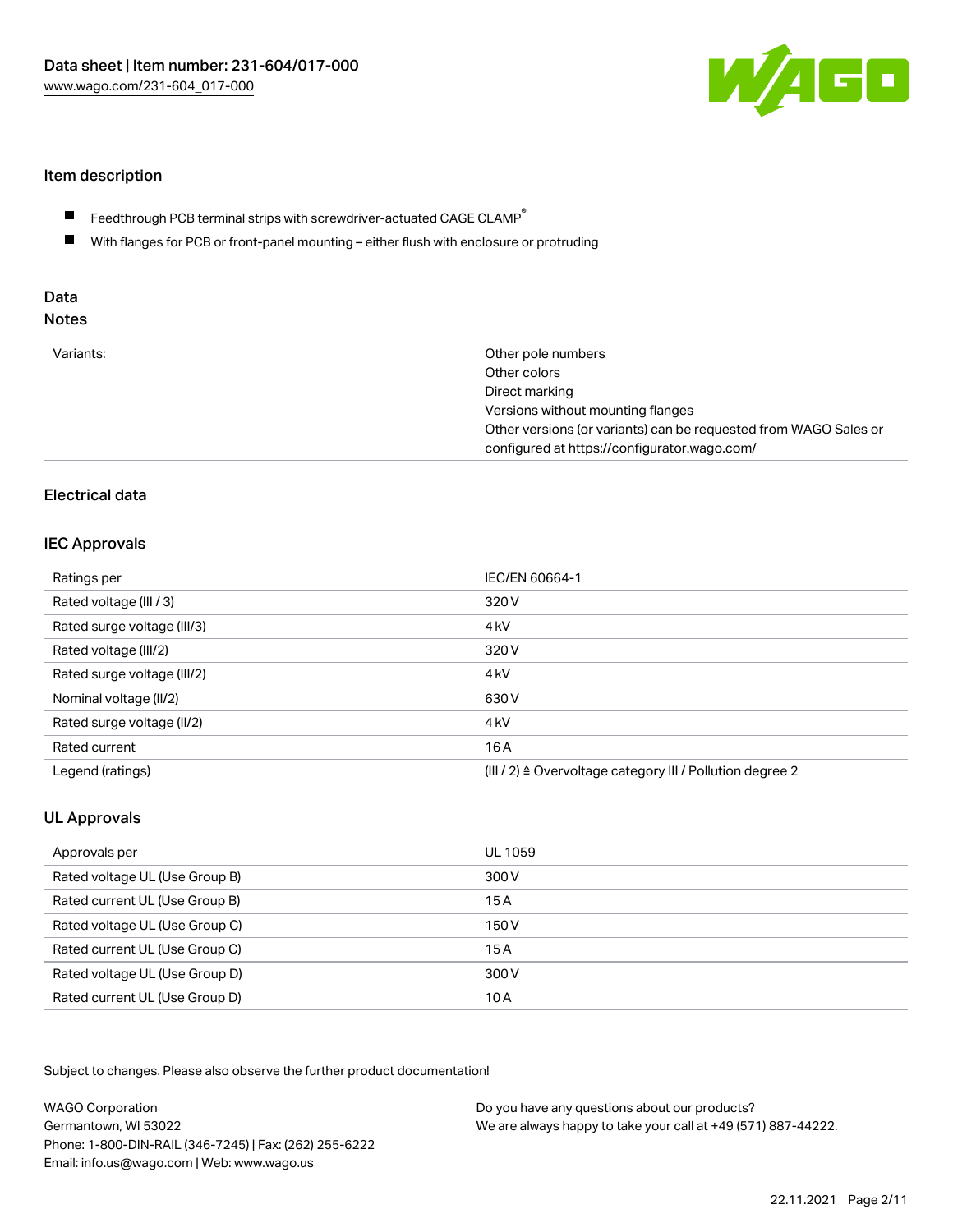## Item description

- Feedthrough PCB terminal strips with screwdriver-actuated CAGE CLAMP®
- With flanges for PCB or front-panel mounting – either flush with enclosure or protruding

## Data

### Notes

| | |
|---|---|
| Variants: | Other pole numbers<br>Other colors<br>Direct marking<br>Versions without mounting flanges<br>Other versions (or variants) can be requested from WAGO Sales or configured at https://configurator.wago.com/ |

## Electrical data

### IEC Approvals

| | |
|---|---|
| Ratings per | IEC/EN 60664-1 |
| Rated voltage (III / 3) | 320 V |
| Rated surge voltage (III/3) | 4 kV |
| Rated voltage (III/2) | 320 V |
| Rated surge voltage (III/2) | 4 kV |
| Nominal voltage (II/2) | 630 V |
| Rated surge voltage (II/2) | 4 kV |
| Rated current | 16 A |
| Legend (ratings) | (III / 2) ≙ Overvoltage category III / Pollution degree 2 |

### UL Approvals

| | |
|---|---|
| Approvals per | UL 1059 |
| Rated voltage UL (Use Group B) | 300 V |
| Rated current UL (Use Group B) | 15 A |
| Rated voltage UL (Use Group C) | 150 V |
| Rated current UL (Use Group C) | 15 A |
| Rated voltage UL (Use Group D) | 300 V |
| Rated current UL (Use Group D) | 10 A |

Subject to changes. Please also observe the further product documentation!

WAGO Corporation
Germantown, WI 53022
Phone: 1-800-DIN-RAIL (346-7245) | Fax: (262) 255-6222
Email: info.us@wago.com | Web: www.wago.us

Do you have any questions about our products?
We are always happy to take your call at +49 (571) 887-44222.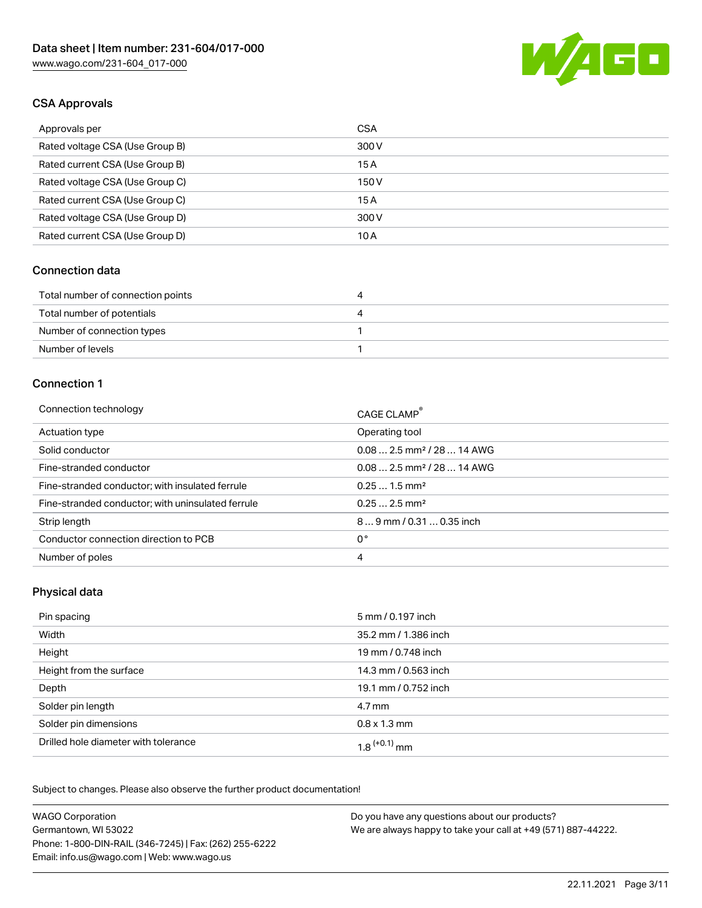## CSA Approvals

| | |
|---|---|
| Approvals per | CSA |
| Rated voltage CSA (Use Group B) | 300 V |
| Rated current CSA (Use Group B) | 15 A |
| Rated voltage CSA (Use Group C) | 150 V |
| Rated current CSA (Use Group C) | 15 A |
| Rated voltage CSA (Use Group D) | 300 V |
| Rated current CSA (Use Group D) | 10 A |

## Connection data

| | |
|---|---|
| Total number of connection points | 4 |
| Total number of potentials | 4 |
| Number of connection types | 1 |
| Number of levels | 1 |

## Connection 1

| | |
|---|---|
| Connection technology | CAGE CLAMP® |
| Actuation type | Operating tool |
| Solid conductor | 0.08 … 2.5 mm² / 28 … 14 AWG |
| Fine-stranded conductor | 0.08 … 2.5 mm² / 28 … 14 AWG |
| Fine-stranded conductor; with insulated ferrule | 0.25 … 1.5 mm² |
| Fine-stranded conductor; with uninsulated ferrule | 0.25 … 2.5 mm² |
| Strip length | 8 … 9 mm / 0.31 … 0.35 inch |
| Conductor connection direction to PCB | 0 ° |
| Number of poles | 4 |

## Physical data

| | |
|---|---|
| Pin spacing | 5 mm / 0.197 inch |
| Width | 35.2 mm / 1.386 inch |
| Height | 19 mm / 0.748 inch |
| Height from the surface | 14.3 mm / 0.563 inch |
| Depth | 19.1 mm / 0.752 inch |
| Solder pin length | 4.7 mm |
| Solder pin dimensions | 0.8 x 1.3 mm |
| Drilled hole diameter with tolerance | $1.8^{(+0.1)}$ mm |

Subject to changes. Please also observe the further product documentation!

WAGO Corporation
Germantown, WI 53022
Phone: 1-800-DIN-RAIL (346-7245) | Fax: (262) 255-6222
Email: info.us@wago.com | Web: www.wago.us

Do you have any questions about our products?
We are always happy to take your call at +49 (571) 887-44222.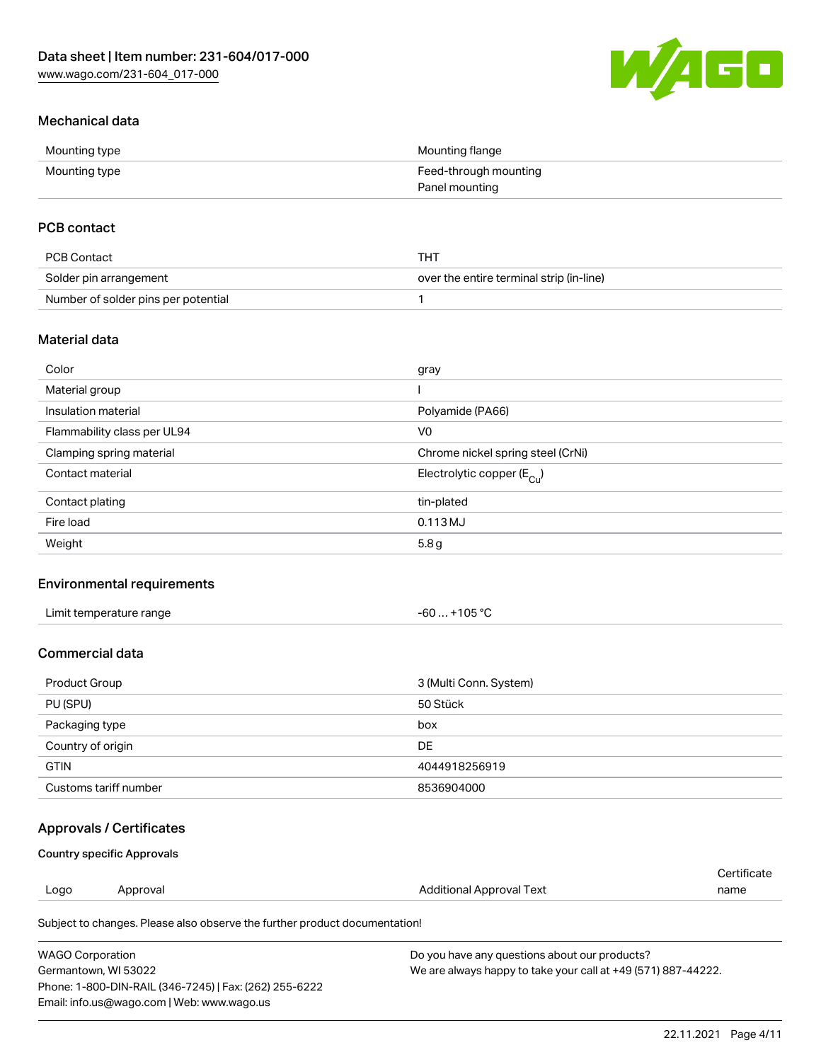## Mechanical data

| | |
|---|---|
| Mounting type | Mounting flange |
| Mounting type | Feed-through mounting<br>Panel mounting |

## PCB contact

| | |
|---|---|
| PCB Contact | THT |
| Solder pin arrangement | over the entire terminal strip (in-line) |
| Number of solder pins per potential | 1 |

## Material data

| | |
|---|---|
| Color | gray |
| Material group | I |
| Insulation material | Polyamide (PA66) |
| Flammability class per UL94 | V0 |
| Clamping spring material | Chrome nickel spring steel (CrNi) |
| Contact material | Electrolytic copper ($E_{Cu}$) |
| Contact plating | tin-plated |
| Fire load | 0.113 MJ |
| Weight | 5.8 g |

## Environmental requirements

| | |
|---|---|
| Limit temperature range | -60 … +105 °C |

## Commercial data

| | |
|---|---|
| Product Group | 3 (Multi Conn. System) |
| PU (SPU) | 50 Stück |
| Packaging type | box |
| Country of origin | DE |
| GTIN | 4044918256919 |
| Customs tariff number | 8536904000 |

## Approvals / Certificates

### Country specific Approvals

| Logo | Approval | Additional Approval Text | Certificate name |
|---|---|---|---|

Subject to changes. Please also observe the further product documentation!

WAGO Corporation
Germantown, WI 53022
Phone: 1-800-DIN-RAIL (346-7245) | Fax: (262) 255-6222
Email: info.us@wago.com | Web: www.wago.us

Do you have any questions about our products?
We are always happy to take your call at +49 (571) 887-44222.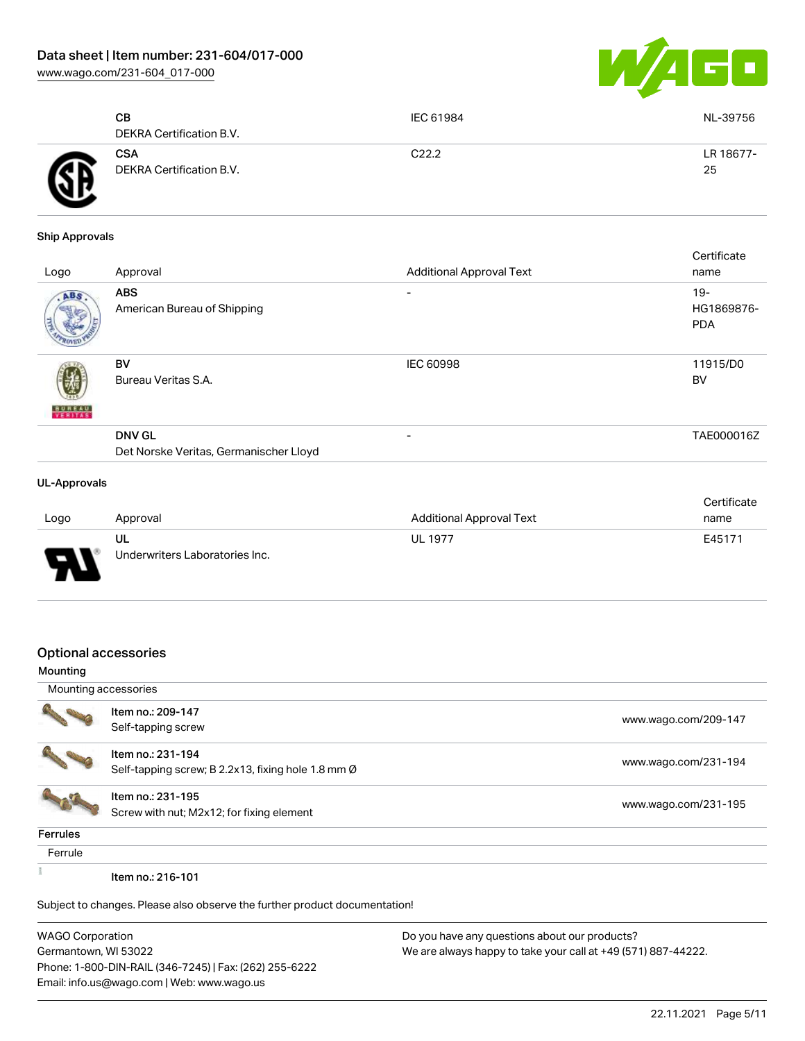| Logo | Approval | Additional Approval Text | Certificate name |
| --- | --- | --- | --- |
| | **CB**<br>DEKRA Certification B.V. | IEC 61984 | NL-39756 |
| | **CSA**<br>DEKRA Certification B.V. | C22.2 | LR 18677-25 |

**Ship Approvals**

| Logo | Approval | Additional Approval Text | Certificate name |
| --- | --- | --- | --- |
| | **ABS**<br>American Bureau of Shipping | - | 19-HG1869876-PDA |
| | **BV**<br>Bureau Veritas S.A. | IEC 60998 | 11915/D0 BV |
| | **DNV GL**<br>Det Norske Veritas, Germanischer Lloyd | - | TAE000016Z |

**UL-Approvals**

| Logo | Approval | Additional Approval Text | Certificate name |
| --- | --- | --- | --- |
| | **UL**<br>Underwriters Laboratories Inc. | UL 1977 | E45171 |

## Optional accessories

**Mounting**

Mounting accessories

| Item | Link |
| --- | --- |
| Item no.: 209-147<br>Self-tapping screw | www.wago.com/209-147 |
| Item no.: 231-194<br>Self-tapping screw; B 2.2x13, fixing hole 1.8 mm Ø | www.wago.com/231-194 |
| Item no.: 231-195<br>Screw with nut; M2x12; for fixing element | www.wago.com/231-195 |

**Ferrules**

Ferrule

Item no.: 216-101

Subject to changes. Please also observe the further product documentation!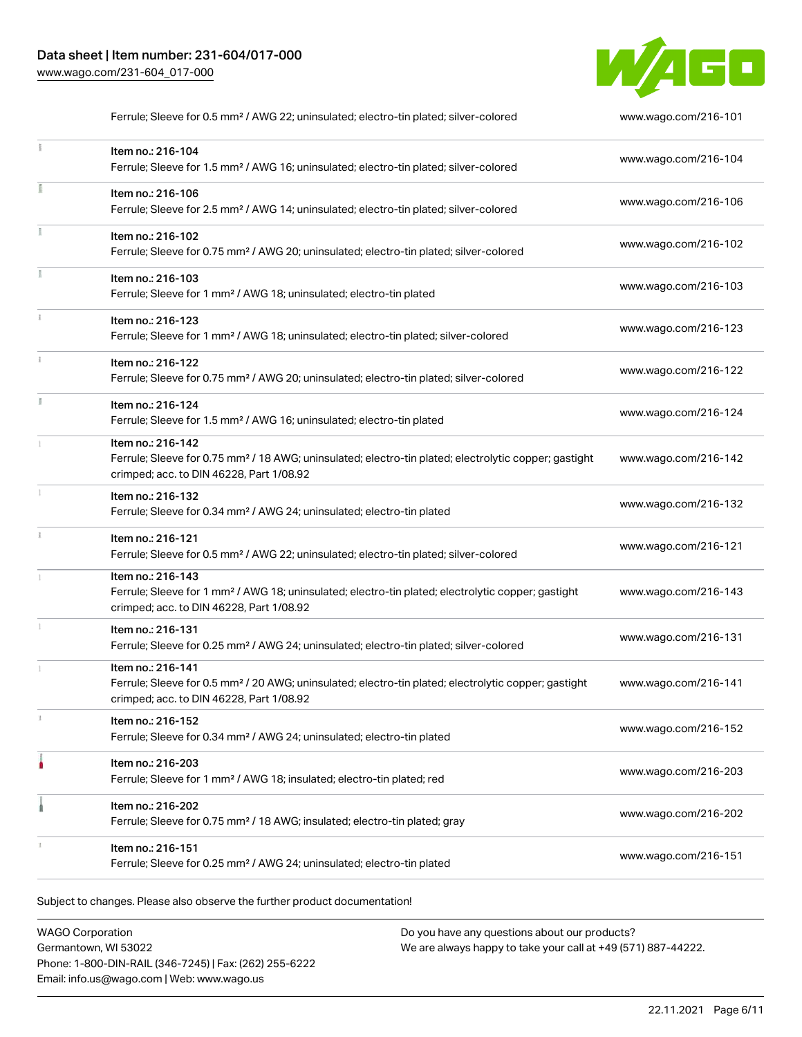| | | |
|---|---|---|
| | Ferrule; Sleeve for 0.5 mm² / AWG 22; uninsulated; electro-tin plated; silver-colored | www.wago.com/216-101 |
| | Item no.: 216-104<br>Ferrule; Sleeve for 1.5 mm² / AWG 16; uninsulated; electro-tin plated; silver-colored | www.wago.com/216-104 |
| | Item no.: 216-106<br>Ferrule; Sleeve for 2.5 mm² / AWG 14; uninsulated; electro-tin plated; silver-colored | www.wago.com/216-106 |
| | Item no.: 216-102<br>Ferrule; Sleeve for 0.75 mm² / AWG 20; uninsulated; electro-tin plated; silver-colored | www.wago.com/216-102 |
| | Item no.: 216-103<br>Ferrule; Sleeve for 1 mm² / AWG 18; uninsulated; electro-tin plated | www.wago.com/216-103 |
| | Item no.: 216-123<br>Ferrule; Sleeve for 1 mm² / AWG 18; uninsulated; electro-tin plated; silver-colored | www.wago.com/216-123 |
| | Item no.: 216-122<br>Ferrule; Sleeve for 0.75 mm² / AWG 20; uninsulated; electro-tin plated; silver-colored | www.wago.com/216-122 |
| | Item no.: 216-124<br>Ferrule; Sleeve for 1.5 mm² / AWG 16; uninsulated; electro-tin plated | www.wago.com/216-124 |
| | Item no.: 216-142<br>Ferrule; Sleeve for 0.75 mm² / 18 AWG; uninsulated; electro-tin plated; electrolytic copper; gastight crimped; acc. to DIN 46228, Part 1/08.92 | www.wago.com/216-142 |
| | Item no.: 216-132<br>Ferrule; Sleeve for 0.34 mm² / AWG 24; uninsulated; electro-tin plated | www.wago.com/216-132 |
| | Item no.: 216-121<br>Ferrule; Sleeve for 0.5 mm² / AWG 22; uninsulated; electro-tin plated; silver-colored | www.wago.com/216-121 |
| | Item no.: 216-143<br>Ferrule; Sleeve for 1 mm² / AWG 18; uninsulated; electro-tin plated; electrolytic copper; gastight crimped; acc. to DIN 46228, Part 1/08.92 | www.wago.com/216-143 |
| | Item no.: 216-131<br>Ferrule; Sleeve for 0.25 mm² / AWG 24; uninsulated; electro-tin plated; silver-colored | www.wago.com/216-131 |
| | Item no.: 216-141<br>Ferrule; Sleeve for 0.5 mm² / 20 AWG; uninsulated; electro-tin plated; electrolytic copper; gastight crimped; acc. to DIN 46228, Part 1/08.92 | www.wago.com/216-141 |
| | Item no.: 216-152<br>Ferrule; Sleeve for 0.34 mm² / AWG 24; uninsulated; electro-tin plated | www.wago.com/216-152 |
| | Item no.: 216-203<br>Ferrule; Sleeve for 1 mm² / AWG 18; insulated; electro-tin plated; red | www.wago.com/216-203 |
| | Item no.: 216-202<br>Ferrule; Sleeve for 0.75 mm² / 18 AWG; insulated; electro-tin plated; gray | www.wago.com/216-202 |
| | Item no.: 216-151<br>Ferrule; Sleeve for 0.25 mm² / AWG 24; uninsulated; electro-tin plated | www.wago.com/216-151 |

Subject to changes. Please also observe the further product documentation!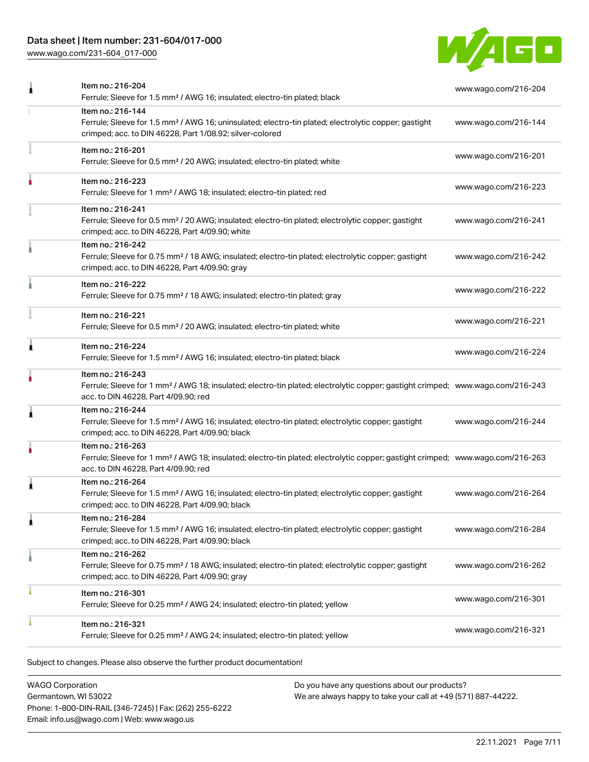| Item | Description | Link |
| --- | --- | --- |
| Item no.: 216-204 | Ferrule; Sleeve for 1.5 mm² / AWG 16; insulated; electro-tin plated; black | www.wago.com/216-204 |
| Item no.: 216-144 | Ferrule; Sleeve for 1.5 mm² / AWG 16; uninsulated; electro-tin plated; electrolytic copper; gastight crimped; acc. to DIN 46228, Part 1/08.92; silver-colored | www.wago.com/216-144 |
| Item no.: 216-201 | Ferrule; Sleeve for 0.5 mm² / 20 AWG; insulated; electro-tin plated; white | www.wago.com/216-201 |
| Item no.: 216-223 | Ferrule; Sleeve for 1 mm² / AWG 18; insulated; electro-tin plated; red | www.wago.com/216-223 |
| Item no.: 216-241 | Ferrule; Sleeve for 0.5 mm² / 20 AWG; insulated; electro-tin plated; electrolytic copper; gastight crimped; acc. to DIN 46228, Part 4/09.90; white | www.wago.com/216-241 |
| Item no.: 216-242 | Ferrule; Sleeve for 0.75 mm² / 18 AWG; insulated; electro-tin plated; electrolytic copper; gastight crimped; acc. to DIN 46228, Part 4/09.90; gray | www.wago.com/216-242 |
| Item no.: 216-222 | Ferrule; Sleeve for 0.75 mm² / 18 AWG; insulated; electro-tin plated; gray | www.wago.com/216-222 |
| Item no.: 216-221 | Ferrule; Sleeve for 0.5 mm² / 20 AWG; insulated; electro-tin plated; white | www.wago.com/216-221 |
| Item no.: 216-224 | Ferrule; Sleeve for 1.5 mm² / AWG 16; insulated; electro-tin plated; black | www.wago.com/216-224 |
| Item no.: 216-243 | Ferrule; Sleeve for 1 mm² / AWG 18; insulated; electro-tin plated; electrolytic copper; gastight crimped; acc. to DIN 46228, Part 4/09.90; red | www.wago.com/216-243 |
| Item no.: 216-244 | Ferrule; Sleeve for 1.5 mm² / AWG 16; insulated; electro-tin plated; electrolytic copper; gastight crimped; acc. to DIN 46228, Part 4/09.90; black | www.wago.com/216-244 |
| Item no.: 216-263 | Ferrule; Sleeve for 1 mm² / AWG 18; insulated; electro-tin plated; electrolytic copper; gastight crimped; acc. to DIN 46228, Part 4/09.90; red | www.wago.com/216-263 |
| Item no.: 216-264 | Ferrule; Sleeve for 1.5 mm² / AWG 16; insulated; electro-tin plated; electrolytic copper; gastight crimped; acc. to DIN 46228, Part 4/09.90; black | www.wago.com/216-264 |
| Item no.: 216-284 | Ferrule; Sleeve for 1.5 mm² / AWG 16; insulated; electro-tin plated; electrolytic copper; gastight crimped; acc. to DIN 46228, Part 4/09.90; black | www.wago.com/216-284 |
| Item no.: 216-262 | Ferrule; Sleeve for 0.75 mm² / 18 AWG; insulated; electro-tin plated; electrolytic copper; gastight crimped; acc. to DIN 46228, Part 4/09.90; gray | www.wago.com/216-262 |
| Item no.: 216-301 | Ferrule; Sleeve for 0.25 mm² / AWG 24; insulated; electro-tin plated; yellow | www.wago.com/216-301 |
| Item no.: 216-321 | Ferrule; Sleeve for 0.25 mm² / AWG 24; insulated; electro-tin plated; yellow | www.wago.com/216-321 |

Subject to changes. Please also observe the further product documentation!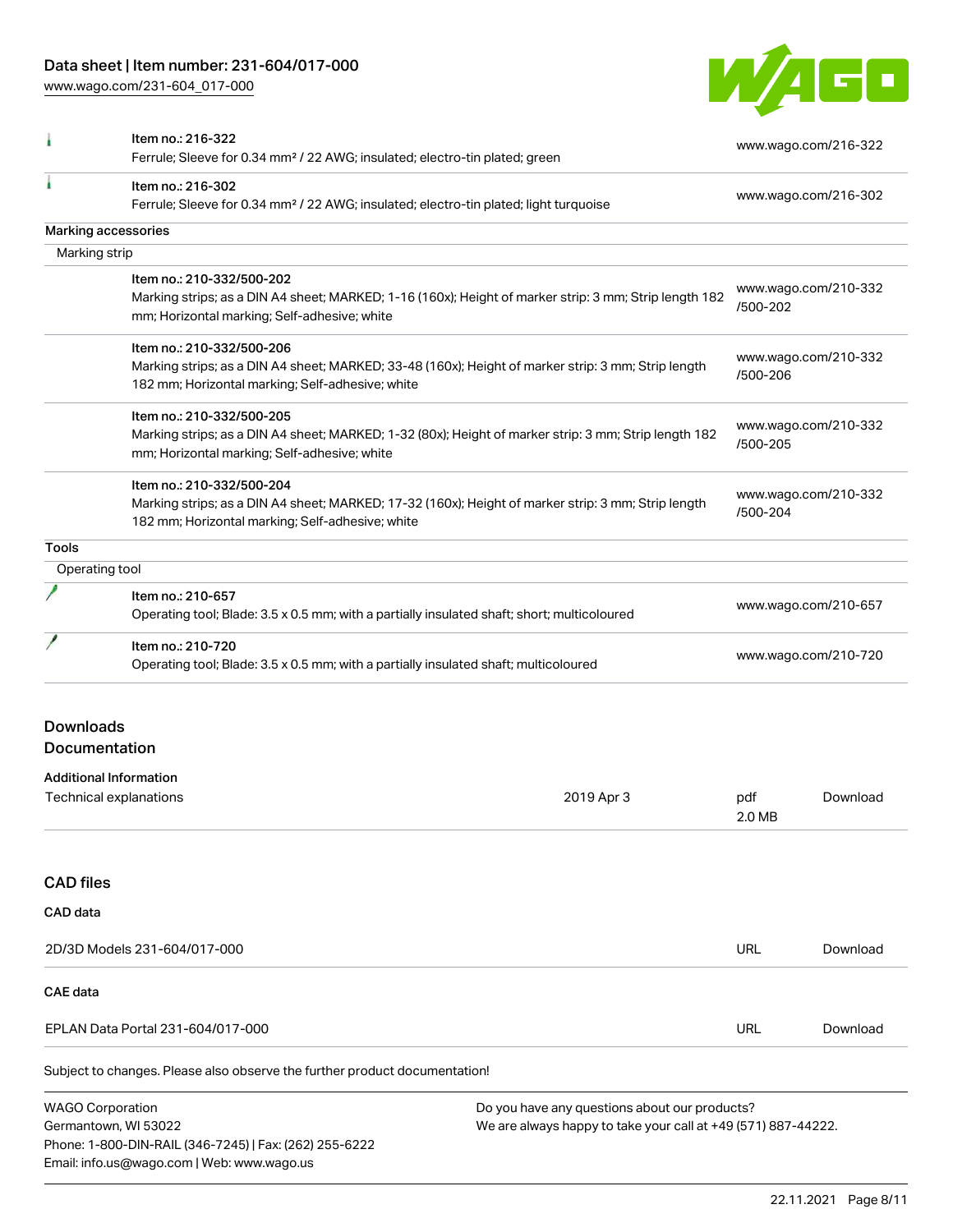| | | |
|---|---|---|
| | Item no.: 216-322<br>Ferrule; Sleeve for 0.34 mm² / 22 AWG; insulated; electro-tin plated; green | www.wago.com/216-322 |
| | Item no.: 216-302<br>Ferrule; Sleeve for 0.34 mm² / 22 AWG; insulated; electro-tin plated; light turquoise | www.wago.com/216-302 |

**Marking accessories**

Marking strip

| | | |
|---|---|---|
| | Item no.: 210-332/500-202<br>Marking strips; as a DIN A4 sheet; MARKED; 1-16 (160x); Height of marker strip: 3 mm; Strip length 182 mm; Horizontal marking; Self-adhesive; white | www.wago.com/210-332/500-202 |
| | Item no.: 210-332/500-206<br>Marking strips; as a DIN A4 sheet; MARKED; 33-48 (160x); Height of marker strip: 3 mm; Strip length 182 mm; Horizontal marking; Self-adhesive; white | www.wago.com/210-332/500-206 |
| | Item no.: 210-332/500-205<br>Marking strips; as a DIN A4 sheet; MARKED; 1-32 (80x); Height of marker strip: 3 mm; Strip length 182 mm; Horizontal marking; Self-adhesive; white | www.wago.com/210-332/500-205 |
| | Item no.: 210-332/500-204<br>Marking strips; as a DIN A4 sheet; MARKED; 17-32 (160x); Height of marker strip: 3 mm; Strip length 182 mm; Horizontal marking; Self-adhesive; white | www.wago.com/210-332/500-204 |

**Tools**

Operating tool

| | | |
|---|---|---|
| | Item no.: 210-657<br>Operating tool; Blade: 3.5 x 0.5 mm; with a partially insulated shaft; short; multicoloured | www.wago.com/210-657 |
| | Item no.: 210-720<br>Operating tool; Blade: 3.5 x 0.5 mm; with a partially insulated shaft; multicoloured | www.wago.com/210-720 |

## Downloads
## Documentation

**Additional Information**

| | | | |
|---|---|---|---|
| Technical explanations | 2019 Apr 3 | pdf<br>2.0 MB | Download |

## CAD files

**CAD data**

| | | |
|---|---|---|
| 2D/3D Models 231-604/017-000 | URL | Download |

**CAE data**

| | | |
|---|---|---|
| EPLAN Data Portal 231-604/017-000 | URL | Download |

Subject to changes. Please also observe the further product documentation!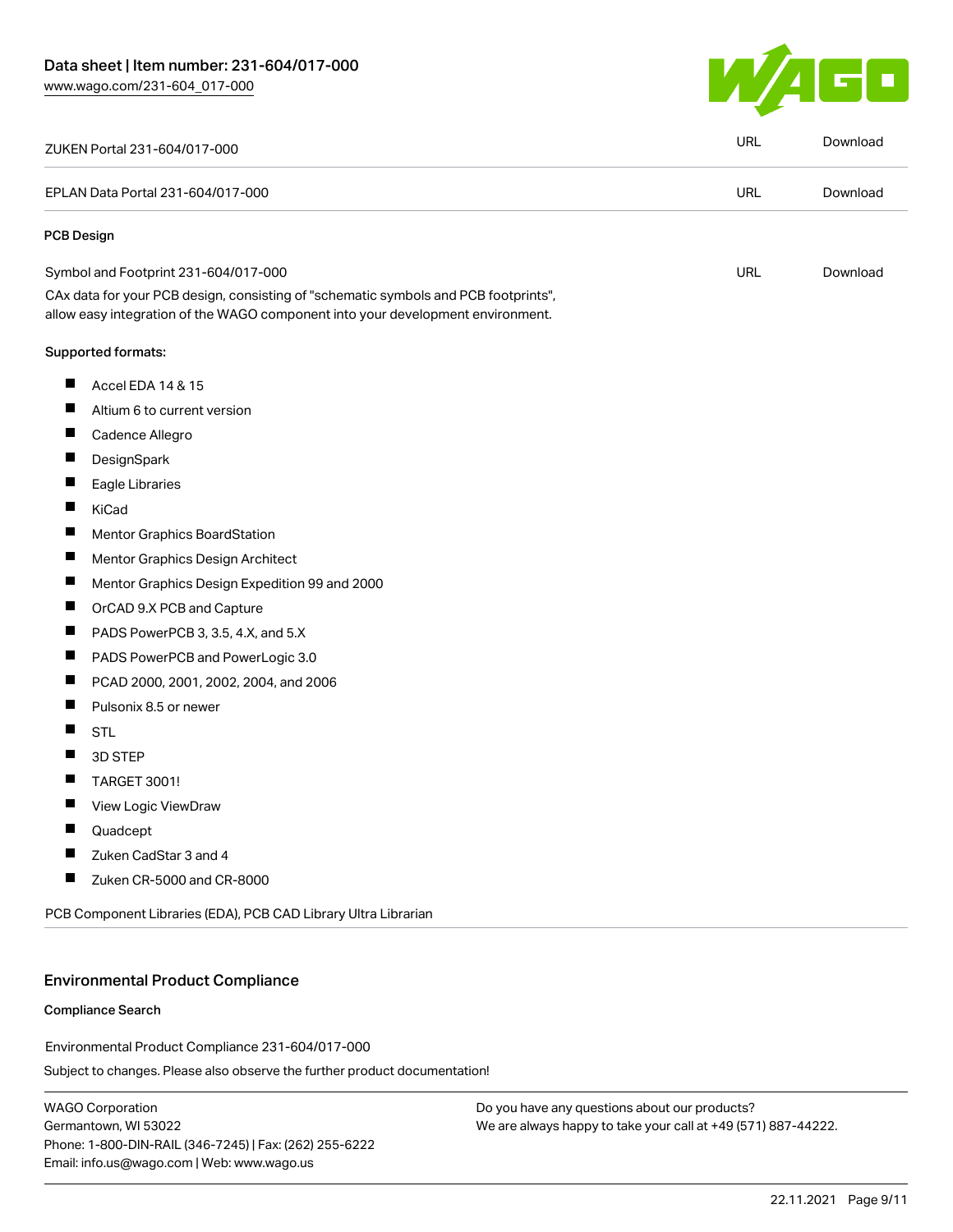| | | |
|---|---|---|
| ZUKEN Portal 231-604/017-000 | URL | Download |
| EPLAN Data Portal 231-604/017-000 | URL | Download |

**PCB Design**

| | | |
|---|---|---|
| Symbol and Footprint 231-604/017-000 | URL | Download |

CAx data for your PCB design, consisting of "schematic symbols and PCB footprints", allow easy integration of the WAGO component into your development environment.

**Supported formats:**

- Accel EDA 14 & 15
- Altium 6 to current version
- Cadence Allegro
- DesignSpark
- Eagle Libraries
- KiCad
- Mentor Graphics BoardStation
- Mentor Graphics Design Architect
- Mentor Graphics Design Expedition 99 and 2000
- OrCAD 9.X PCB and Capture
- PADS PowerPCB 3, 3.5, 4.X, and 5.X
- PADS PowerPCB and PowerLogic 3.0
- PCAD 2000, 2001, 2002, 2004, and 2006
- Pulsonix 8.5 or newer
- STL
- 3D STEP
- TARGET 3001!
- View Logic ViewDraw
- Quadcept
- Zuken CadStar 3 and 4
- Zuken CR-5000 and CR-8000

PCB Component Libraries (EDA), PCB CAD Library Ultra Librarian

## Environmental Product Compliance

**Compliance Search**

Environmental Product Compliance 231-604/017-000

Subject to changes. Please also observe the further product documentation!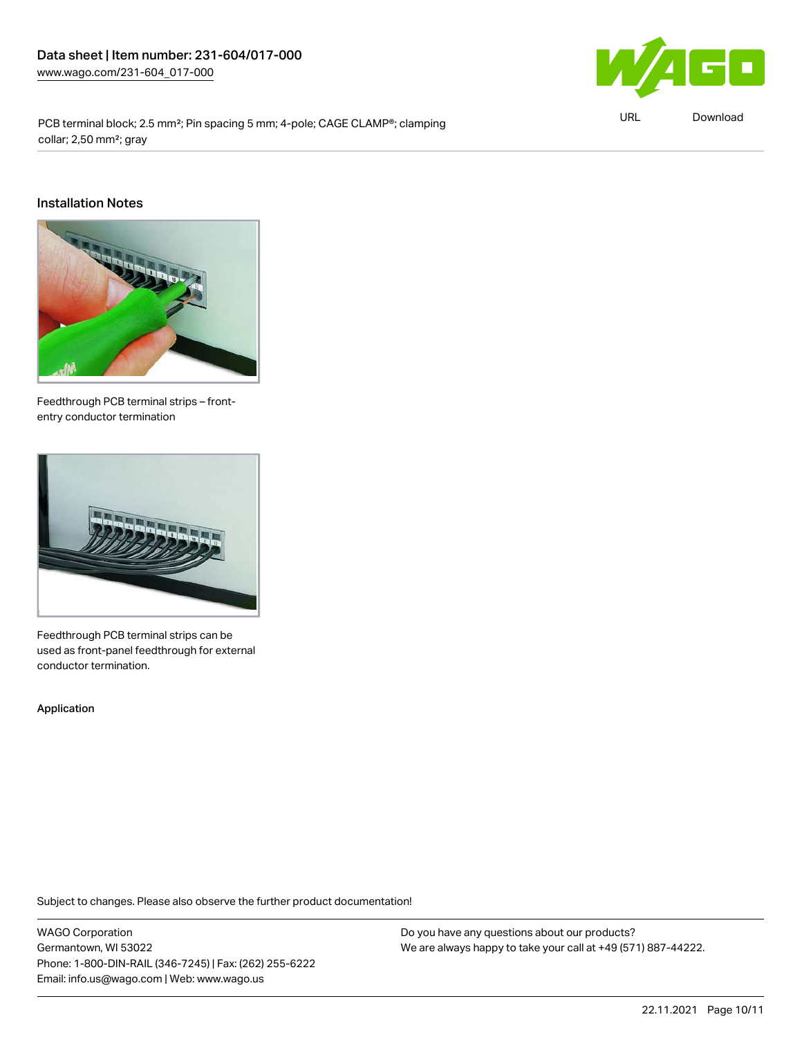PCB terminal block; 2.5 mm²; Pin spacing 5 mm; 4-pole; CAGE CLAMP®; clamping collar; 2,50 mm²; gray

## Installation Notes

Feedthrough PCB terminal strips – front-entry conductor termination

Feedthrough PCB terminal strips can be used as front-panel feedthrough for external conductor termination.

**Application**

Subject to changes. Please also observe the further product documentation!

WAGO Corporation
Germantown, WI 53022
Phone: 1-800-DIN-RAIL (346-7245) | Fax: (262) 255-6222
Email: info.us@wago.com | Web: www.wago.us

Do you have any questions about our products?
We are always happy to take your call at +49 (571) 887-44222.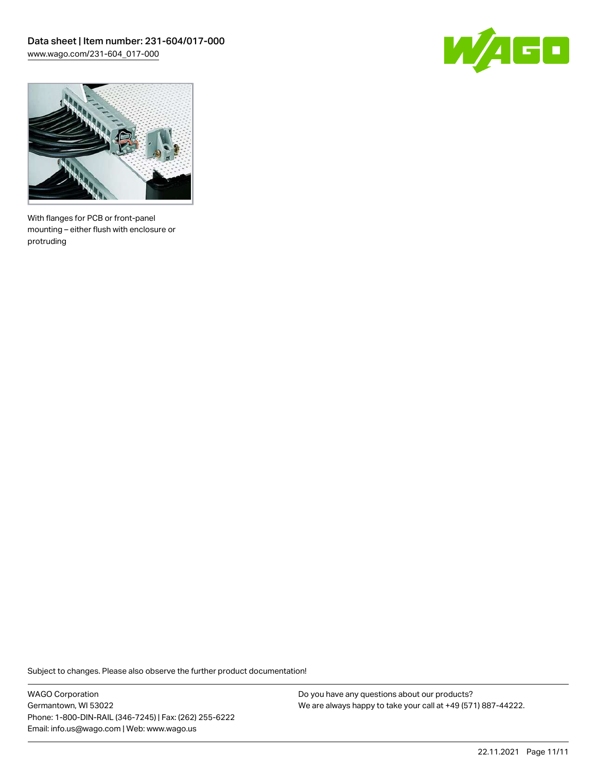With flanges for PCB or front-panel mounting – either flush with enclosure or protruding

Subject to changes. Please also observe the further product documentation!

WAGO Corporation
Germantown, WI 53022
Phone: 1-800-DIN-RAIL (346-7245) | Fax: (262) 255-6222
Email: info.us@wago.com | Web: www.wago.us

Do you have any questions about our products?
We are always happy to take your call at +49 (571) 887-44222.